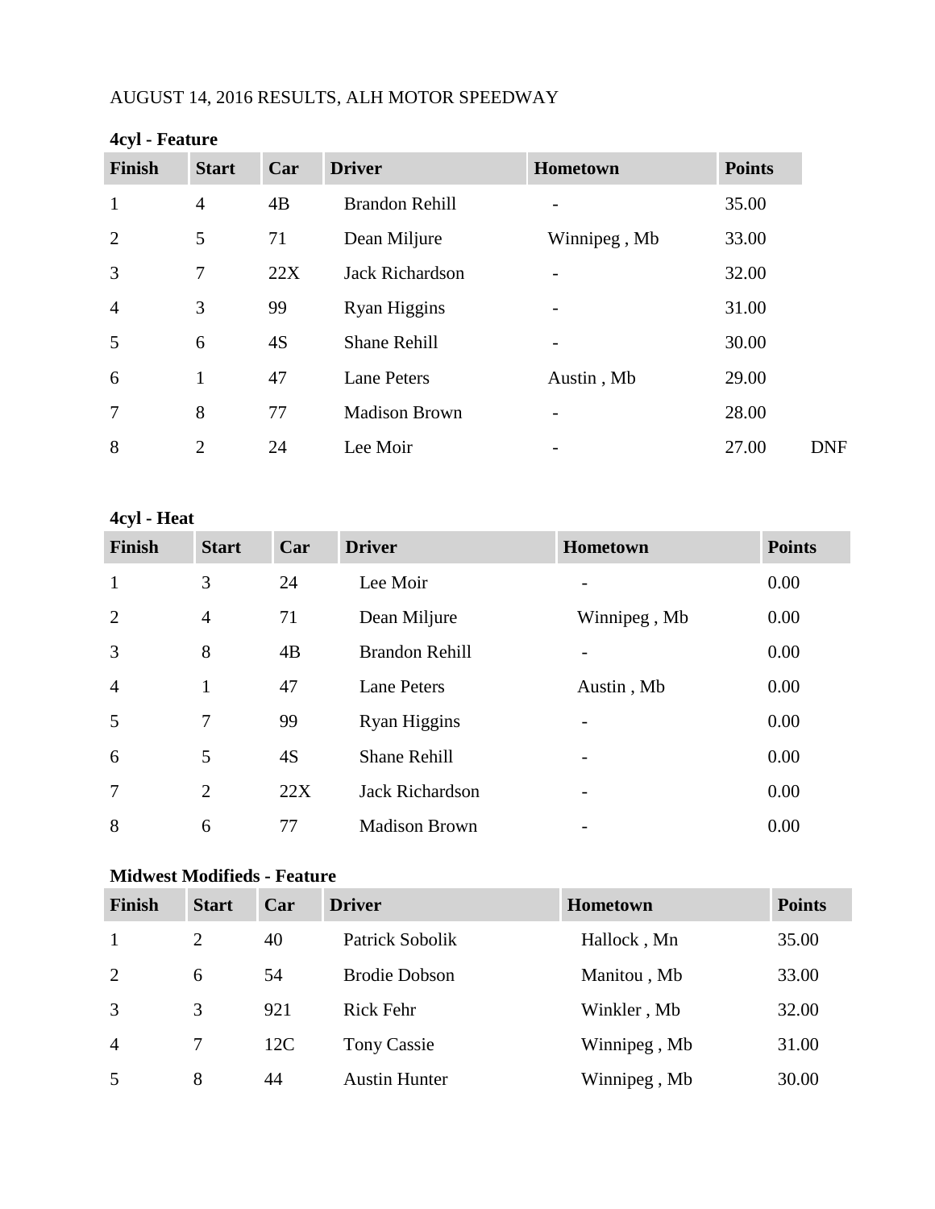AUGUST 14, 2016 RESULTS, ALH MOTOR SPEEDWAY

**4cyl - Feature**

| Finish | Start | Car | Driver | Hometown | Points | |
|---|---|---|---|---|---|---|
| 1 | 4 | 4B | Brandon Rehill | - | 35.00 | |
| 2 | 5 | 71 | Dean Miljure | Winnipeg , Mb | 33.00 | |
| 3 | 7 | 22X | Jack Richardson | - | 32.00 | |
| 4 | 3 | 99 | Ryan Higgins | - | 31.00 | |
| 5 | 6 | 4S | Shane Rehill | - | 30.00 | |
| 6 | 1 | 47 | Lane Peters | Austin , Mb | 29.00 | |
| 7 | 8 | 77 | Madison Brown | - | 28.00 | |
| 8 | 2 | 24 | Lee Moir | - | 27.00 | DNF |

**4cyl - Heat**

| Finish | Start | Car | Driver | Hometown | Points |
|---|---|---|---|---|---|
| 1 | 3 | 24 | Lee Moir | - | 0.00 |
| 2 | 4 | 71 | Dean Miljure | Winnipeg , Mb | 0.00 |
| 3 | 8 | 4B | Brandon Rehill | - | 0.00 |
| 4 | 1 | 47 | Lane Peters | Austin , Mb | 0.00 |
| 5 | 7 | 99 | Ryan Higgins | - | 0.00 |
| 6 | 5 | 4S | Shane Rehill | - | 0.00 |
| 7 | 2 | 22X | Jack Richardson | - | 0.00 |
| 8 | 6 | 77 | Madison Brown | - | 0.00 |

**Midwest Modifieds - Feature**

| Finish | Start | Car | Driver | Hometown | Points |
|---|---|---|---|---|---|
| 1 | 2 | 40 | Patrick Sobolik | Hallock , Mn | 35.00 |
| 2 | 6 | 54 | Brodie Dobson | Manitou , Mb | 33.00 |
| 3 | 3 | 921 | Rick Fehr | Winkler , Mb | 32.00 |
| 4 | 7 | 12C | Tony Cassie | Winnipeg , Mb | 31.00 |
| 5 | 8 | 44 | Austin Hunter | Winnipeg , Mb | 30.00 |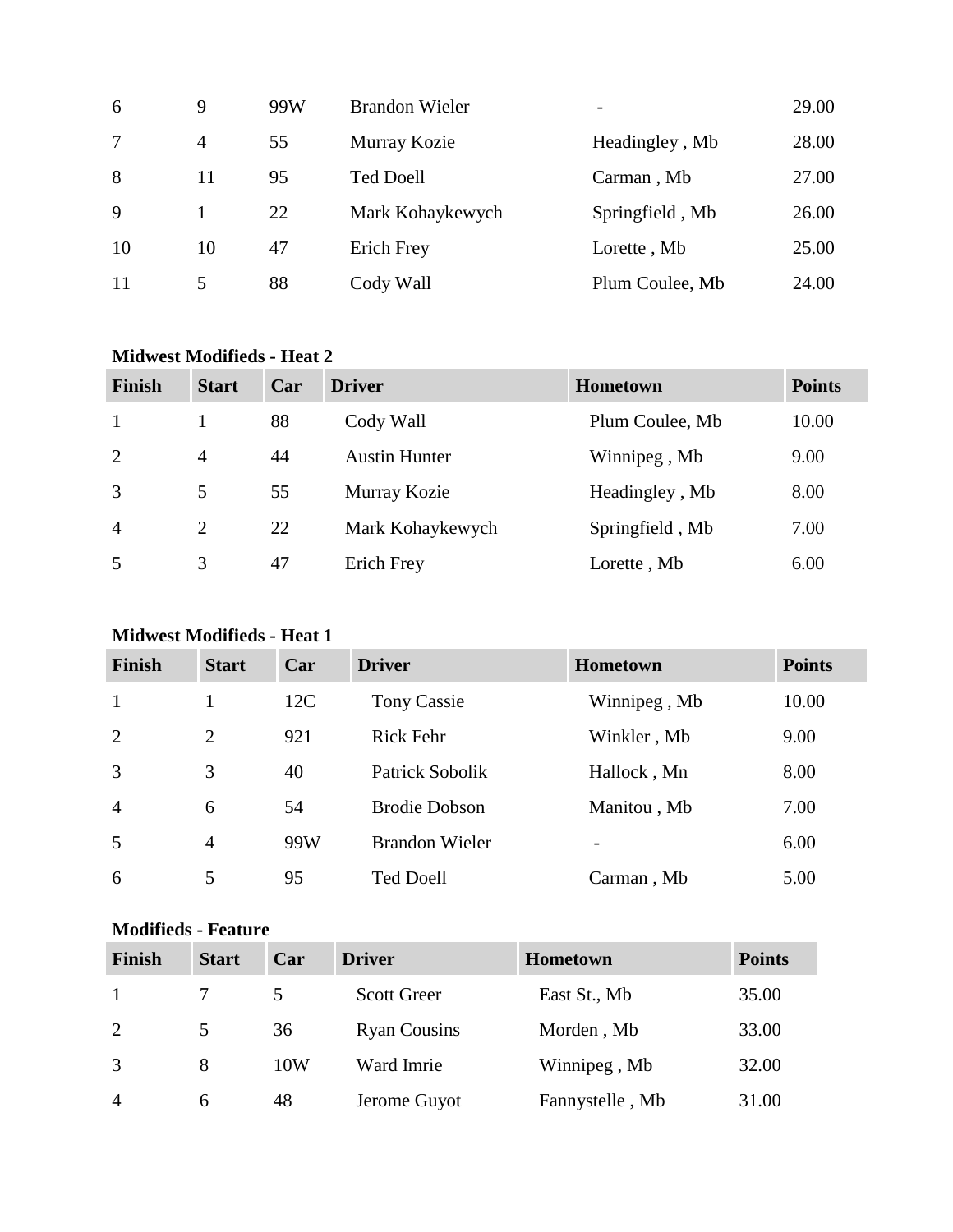| Finish | Start | Car | Driver | Hometown | Points |
|---|---|---|---|---|---|
| 6 | 9 | 99W | Brandon Wieler | - | 29.00 |
| 7 | 4 | 55 | Murray Kozie | Headingley , Mb | 28.00 |
| 8 | 11 | 95 | Ted Doell | Carman , Mb | 27.00 |
| 9 | 1 | 22 | Mark Kohaykewych | Springfield , Mb | 26.00 |
| 10 | 10 | 47 | Erich Frey | Lorette , Mb | 25.00 |
| 11 | 5 | 88 | Cody Wall | Plum Coulee, Mb | 24.00 |

**Midwest Modifieds - Heat 2**

| Finish | Start | Car | Driver | Hometown | Points |
|---|---|---|---|---|---|
| 1 | 1 | 88 | Cody Wall | Plum Coulee, Mb | 10.00 |
| 2 | 4 | 44 | Austin Hunter | Winnipeg , Mb | 9.00 |
| 3 | 5 | 55 | Murray Kozie | Headingley , Mb | 8.00 |
| 4 | 2 | 22 | Mark Kohaykewych | Springfield , Mb | 7.00 |
| 5 | 3 | 47 | Erich Frey | Lorette , Mb | 6.00 |

**Midwest Modifieds - Heat 1**

| Finish | Start | Car | Driver | Hometown | Points |
|---|---|---|---|---|---|
| 1 | 1 | 12C | Tony Cassie | Winnipeg , Mb | 10.00 |
| 2 | 2 | 921 | Rick Fehr | Winkler , Mb | 9.00 |
| 3 | 3 | 40 | Patrick Sobolik | Hallock , Mn | 8.00 |
| 4 | 6 | 54 | Brodie Dobson | Manitou , Mb | 7.00 |
| 5 | 4 | 99W | Brandon Wieler | - | 6.00 |
| 6 | 5 | 95 | Ted Doell | Carman , Mb | 5.00 |

**Modifieds - Feature**

| Finish | Start | Car | Driver | Hometown | Points |
|---|---|---|---|---|---|
| 1 | 7 | 5 | Scott Greer | East St., Mb | 35.00 |
| 2 | 5 | 36 | Ryan Cousins | Morden , Mb | 33.00 |
| 3 | 8 | 10W | Ward Imrie | Winnipeg , Mb | 32.00 |
| 4 | 6 | 48 | Jerome Guyot | Fannystelle , Mb | 31.00 |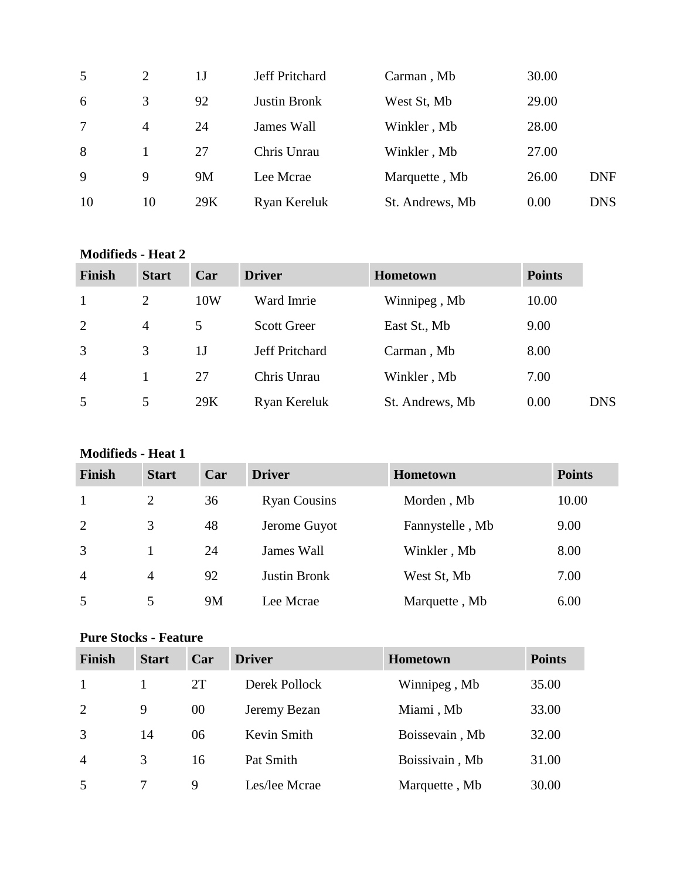| | | | | | | |
|---|---|---|---|---|---|---|
| 5 | 2 | 1J | Jeff Pritchard | Carman , Mb | 30.00 | |
| 6 | 3 | 92 | Justin Bronk | West St, Mb | 29.00 | |
| 7 | 4 | 24 | James Wall | Winkler , Mb | 28.00 | |
| 8 | 1 | 27 | Chris Unrau | Winkler , Mb | 27.00 | |
| 9 | 9 | 9M | Lee Mcrae | Marquette , Mb | 26.00 | DNF |
| 10 | 10 | 29K | Ryan Kereluk | St. Andrews, Mb | 0.00 | DNS |

**Modifieds - Heat 2**

| Finish | Start | Car | Driver | Hometown | Points | |
|---|---|---|---|---|---|---|
| 1 | 2 | 10W | Ward Imrie | Winnipeg , Mb | 10.00 | |
| 2 | 4 | 5 | Scott Greer | East St., Mb | 9.00 | |
| 3 | 3 | 1J | Jeff Pritchard | Carman , Mb | 8.00 | |
| 4 | 1 | 27 | Chris Unrau | Winkler , Mb | 7.00 | |
| 5 | 5 | 29K | Ryan Kereluk | St. Andrews, Mb | 0.00 | DNS |

**Modifieds - Heat 1**

| Finish | Start | Car | Driver | Hometown | Points |
|---|---|---|---|---|---|
| 1 | 2 | 36 | Ryan Cousins | Morden , Mb | 10.00 |
| 2 | 3 | 48 | Jerome Guyot | Fannystelle , Mb | 9.00 |
| 3 | 1 | 24 | James Wall | Winkler , Mb | 8.00 |
| 4 | 4 | 92 | Justin Bronk | West St, Mb | 7.00 |
| 5 | 5 | 9M | Lee Mcrae | Marquette , Mb | 6.00 |

**Pure Stocks - Feature**

| Finish | Start | Car | Driver | Hometown | Points |
|---|---|---|---|---|---|
| 1 | 1 | 2T | Derek Pollock | Winnipeg , Mb | 35.00 |
| 2 | 9 | 00 | Jeremy Bezan | Miami , Mb | 33.00 |
| 3 | 14 | 06 | Kevin Smith | Boissevain , Mb | 32.00 |
| 4 | 3 | 16 | Pat Smith | Boissivain , Mb | 31.00 |
| 5 | 7 | 9 | Les/lee Mcrae | Marquette , Mb | 30.00 |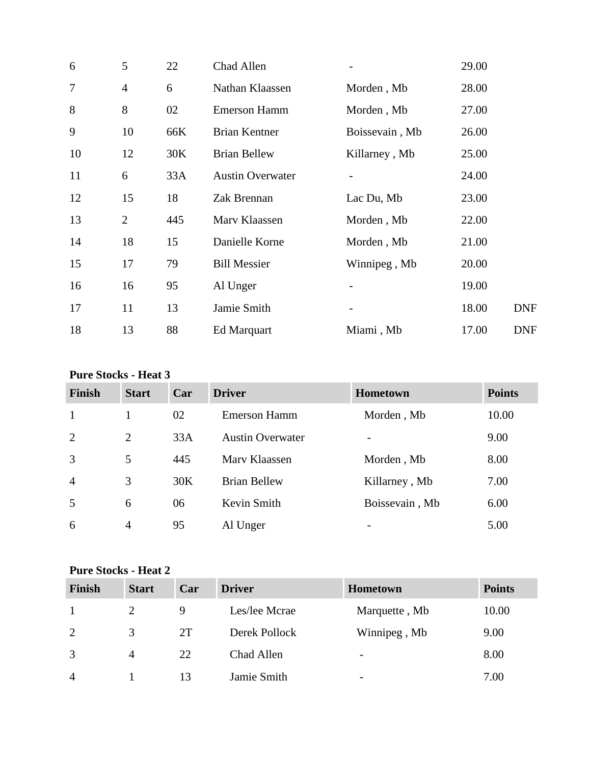| | | | | | | |
|---|---|---|---|---|---|---|
| 6 | 5 | 22 | Chad Allen | - | 29.00 | |
| 7 | 4 | 6 | Nathan Klaassen | Morden , Mb | 28.00 | |
| 8 | 8 | 02 | Emerson Hamm | Morden , Mb | 27.00 | |
| 9 | 10 | 66K | Brian Kentner | Boissevain , Mb | 26.00 | |
| 10 | 12 | 30K | Brian Bellew | Killarney , Mb | 25.00 | |
| 11 | 6 | 33A | Austin Overwater | - | 24.00 | |
| 12 | 15 | 18 | Zak Brennan | Lac Du, Mb | 23.00 | |
| 13 | 2 | 445 | Marv Klaassen | Morden , Mb | 22.00 | |
| 14 | 18 | 15 | Danielle Korne | Morden , Mb | 21.00 | |
| 15 | 17 | 79 | Bill Messier | Winnipeg , Mb | 20.00 | |
| 16 | 16 | 95 | Al Unger | - | 19.00 | |
| 17 | 11 | 13 | Jamie Smith | - | 18.00 | DNF |
| 18 | 13 | 88 | Ed Marquart | Miami , Mb | 17.00 | DNF |

**Pure Stocks - Heat 3**

| Finish | Start | Car | Driver | Hometown | Points |
|---|---|---|---|---|---|
| 1 | 1 | 02 | Emerson Hamm | Morden , Mb | 10.00 |
| 2 | 2 | 33A | Austin Overwater | - | 9.00 |
| 3 | 5 | 445 | Marv Klaassen | Morden , Mb | 8.00 |
| 4 | 3 | 30K | Brian Bellew | Killarney , Mb | 7.00 |
| 5 | 6 | 06 | Kevin Smith | Boissevain , Mb | 6.00 |
| 6 | 4 | 95 | Al Unger | - | 5.00 |

**Pure Stocks - Heat 2**

| Finish | Start | Car | Driver | Hometown | Points |
|---|---|---|---|---|---|
| 1 | 2 | 9 | Les/lee Mcrae | Marquette , Mb | 10.00 |
| 2 | 3 | 2T | Derek Pollock | Winnipeg , Mb | 9.00 |
| 3 | 4 | 22 | Chad Allen | - | 8.00 |
| 4 | 1 | 13 | Jamie Smith | - | 7.00 |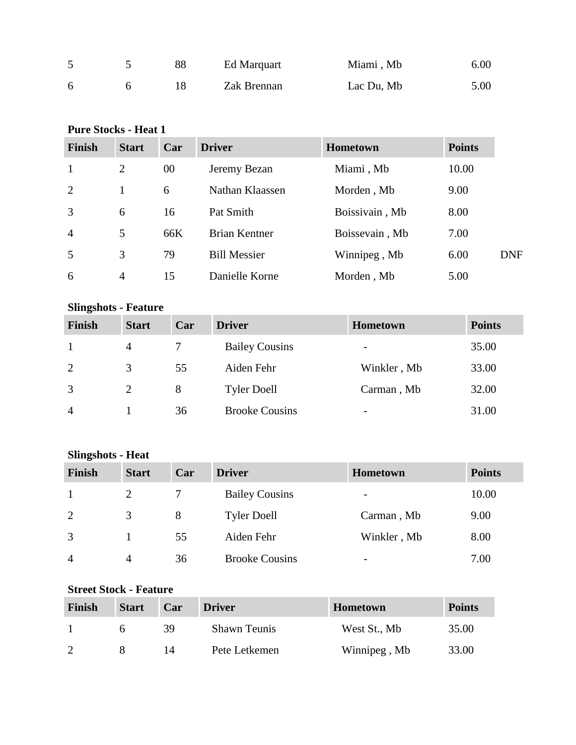| Finish | Start | Car | Driver | Hometown | Points |
|---|---|---|---|---|---|
| 5 | 5 | 88 | Ed Marquart | Miami , Mb | 6.00 |
| 6 | 6 | 18 | Zak Brennan | Lac Du, Mb | 5.00 |

**Pure Stocks - Heat 1**

| Finish | Start | Car | Driver | Hometown | Points | |
|---|---|---|---|---|---|---|
| 1 | 2 | 00 | Jeremy Bezan | Miami , Mb | 10.00 | |
| 2 | 1 | 6 | Nathan Klaassen | Morden , Mb | 9.00 | |
| 3 | 6 | 16 | Pat Smith | Boissivain , Mb | 8.00 | |
| 4 | 5 | 66K | Brian Kentner | Boissevain , Mb | 7.00 | |
| 5 | 3 | 79 | Bill Messier | Winnipeg , Mb | 6.00 | DNF |
| 6 | 4 | 15 | Danielle Korne | Morden , Mb | 5.00 | |

**Slingshots - Feature**

| Finish | Start | Car | Driver | Hometown | Points |
|---|---|---|---|---|---|
| 1 | 4 | 7 | Bailey Cousins | - | 35.00 |
| 2 | 3 | 55 | Aiden Fehr | Winkler , Mb | 33.00 |
| 3 | 2 | 8 | Tyler Doell | Carman , Mb | 32.00 |
| 4 | 1 | 36 | Brooke Cousins | - | 31.00 |

**Slingshots - Heat**

| Finish | Start | Car | Driver | Hometown | Points |
|---|---|---|---|---|---|
| 1 | 2 | 7 | Bailey Cousins | - | 10.00 |
| 2 | 3 | 8 | Tyler Doell | Carman , Mb | 9.00 |
| 3 | 1 | 55 | Aiden Fehr | Winkler , Mb | 8.00 |
| 4 | 4 | 36 | Brooke Cousins | - | 7.00 |

**Street Stock - Feature**

| Finish | Start | Car | Driver | Hometown | Points |
|---|---|---|---|---|---|
| 1 | 6 | 39 | Shawn Teunis | West St., Mb | 35.00 |
| 2 | 8 | 14 | Pete Letkemen | Winnipeg , Mb | 33.00 |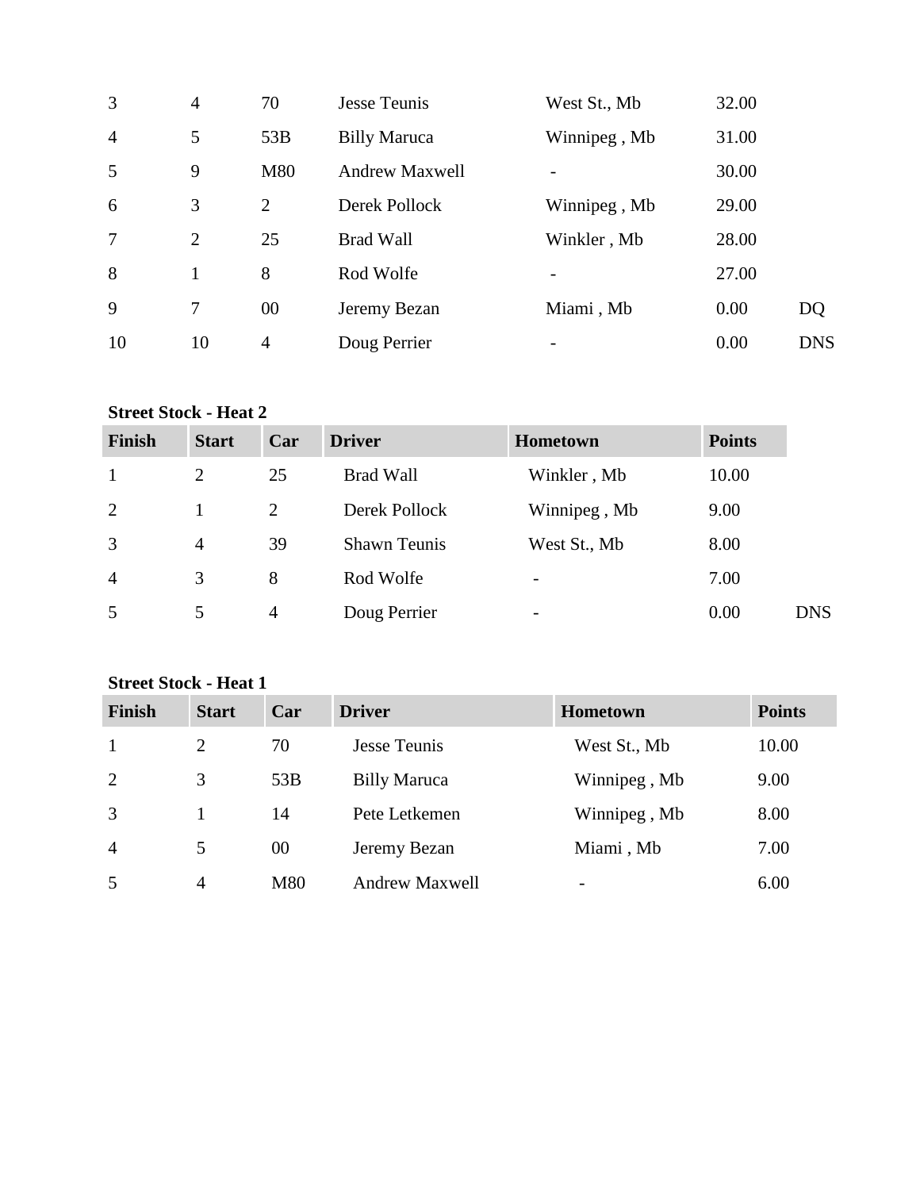| | | | | | | |
|---|---|---|---|---|---|---|
| 3 | 4 | 70 | Jesse Teunis | West St., Mb | 32.00 | |
| 4 | 5 | 53B | Billy Maruca | Winnipeg , Mb | 31.00 | |
| 5 | 9 | M80 | Andrew Maxwell | - | 30.00 | |
| 6 | 3 | 2 | Derek Pollock | Winnipeg , Mb | 29.00 | |
| 7 | 2 | 25 | Brad Wall | Winkler , Mb | 28.00 | |
| 8 | 1 | 8 | Rod Wolfe | - | 27.00 | |
| 9 | 7 | 00 | Jeremy Bezan | Miami , Mb | 0.00 | DQ |
| 10 | 10 | 4 | Doug Perrier | - | 0.00 | DNS |

**Street Stock - Heat 2**

| Finish | Start | Car | Driver | Hometown | Points | |
|---|---|---|---|---|---|---|
| 1 | 2 | 25 | Brad Wall | Winkler , Mb | 10.00 | |
| 2 | 1 | 2 | Derek Pollock | Winnipeg , Mb | 9.00 | |
| 3 | 4 | 39 | Shawn Teunis | West St., Mb | 8.00 | |
| 4 | 3 | 8 | Rod Wolfe | - | 7.00 | |
| 5 | 5 | 4 | Doug Perrier | - | 0.00 | DNS |

**Street Stock - Heat 1**

| Finish | Start | Car | Driver | Hometown | Points |
|---|---|---|---|---|---|
| 1 | 2 | 70 | Jesse Teunis | West St., Mb | 10.00 |
| 2 | 3 | 53B | Billy Maruca | Winnipeg , Mb | 9.00 |
| 3 | 1 | 14 | Pete Letkemen | Winnipeg , Mb | 8.00 |
| 4 | 5 | 00 | Jeremy Bezan | Miami , Mb | 7.00 |
| 5 | 4 | M80 | Andrew Maxwell | - | 6.00 |